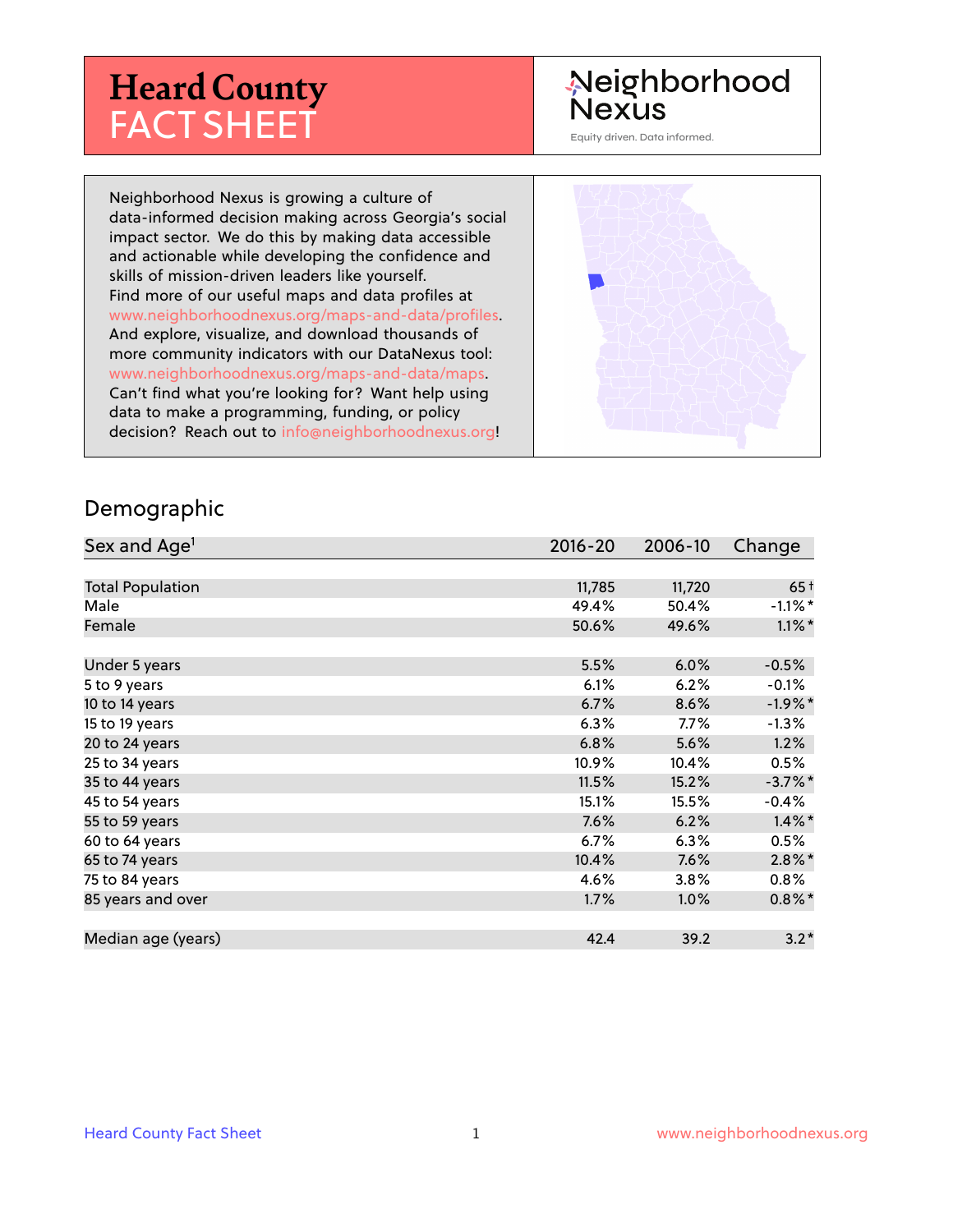# Heard County FACT SHEET

Neighborhood Nexus

Equity driven. Data informed.

Neighborhood Nexus is growing a culture of data-informed decision making across Georgia's social impact sector. We do this by making data accessible and actionable while developing the confidence and skills of mission-driven leaders like yourself. Find more of our useful maps and data profiles at www.neighborhoodnexus.org/maps-and-data/profiles. And explore, visualize, and download thousands of more community indicators with our DataNexus tool: www.neighborhoodnexus.org/maps-and-data/maps. Can't find what you're looking for? Want help using data to make a programming, funding, or policy decision? Reach out to info@neighborhoodnexus.org!

## Demographic

| Sex and Age[1] | 2016-20 | 2006-10 | Change |
|---|---|---|---|
| Total Population | 11,785 | 11,720 | 65† |
| Male | 49.4% | 50.4% | -1.1%* |
| Female | 50.6% | 49.6% | 1.1%* |
| Under 5 years | 5.5% | 6.0% | -0.5% |
| 5 to 9 years | 6.1% | 6.2% | -0.1% |
| 10 to 14 years | 6.7% | 8.6% | -1.9%* |
| 15 to 19 years | 6.3% | 7.7% | -1.3% |
| 20 to 24 years | 6.8% | 5.6% | 1.2% |
| 25 to 34 years | 10.9% | 10.4% | 0.5% |
| 35 to 44 years | 11.5% | 15.2% | -3.7%* |
| 45 to 54 years | 15.1% | 15.5% | -0.4% |
| 55 to 59 years | 7.6% | 6.2% | 1.4%* |
| 60 to 64 years | 6.7% | 6.3% | 0.5% |
| 65 to 74 years | 10.4% | 7.6% | 2.8%* |
| 75 to 84 years | 4.6% | 3.8% | 0.8% |
| 85 years and over | 1.7% | 1.0% | 0.8%* |
| Median age (years) | 42.4 | 39.2 | 3.2* |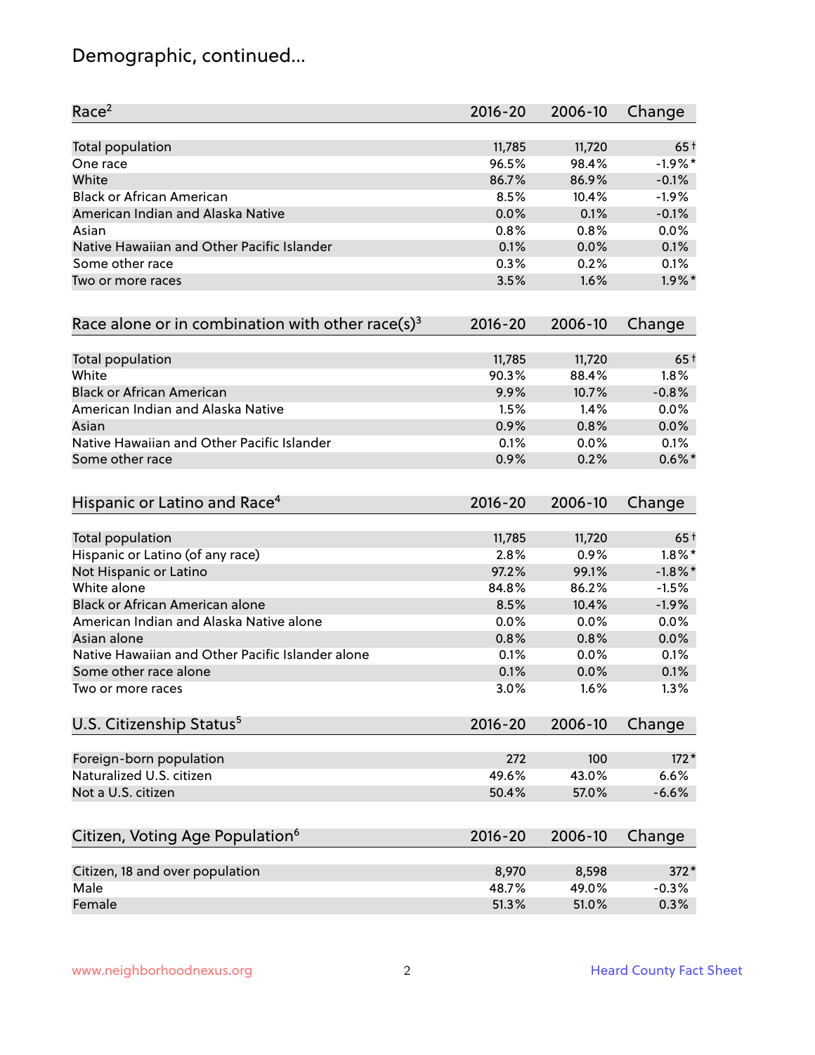## Demographic, continued...

| Race[2] | 2016-20 | 2006-10 | Change |
|---|---|---|---|
| Total population | 11,785 | 11,720 | 65† |
| One race | 96.5% | 98.4% | -1.9%* |
| White | 86.7% | 86.9% | -0.1% |
| Black or African American | 8.5% | 10.4% | -1.9% |
| American Indian and Alaska Native | 0.0% | 0.1% | -0.1% |
| Asian | 0.8% | 0.8% | 0.0% |
| Native Hawaiian and Other Pacific Islander | 0.1% | 0.0% | 0.1% |
| Some other race | 0.3% | 0.2% | 0.1% |
| Two or more races | 3.5% | 1.6% | 1.9%* |

| Race alone or in combination with other race(s)[3] | 2016-20 | 2006-10 | Change |
|---|---|---|---|
| Total population | 11,785 | 11,720 | 65† |
| White | 90.3% | 88.4% | 1.8% |
| Black or African American | 9.9% | 10.7% | -0.8% |
| American Indian and Alaska Native | 1.5% | 1.4% | 0.0% |
| Asian | 0.9% | 0.8% | 0.0% |
| Native Hawaiian and Other Pacific Islander | 0.1% | 0.0% | 0.1% |
| Some other race | 0.9% | 0.2% | 0.6%* |

| Hispanic or Latino and Race[4] | 2016-20 | 2006-10 | Change |
|---|---|---|---|
| Total population | 11,785 | 11,720 | 65† |
| Hispanic or Latino (of any race) | 2.8% | 0.9% | 1.8%* |
| Not Hispanic or Latino | 97.2% | 99.1% | -1.8%* |
| White alone | 84.8% | 86.2% | -1.5% |
| Black or African American alone | 8.5% | 10.4% | -1.9% |
| American Indian and Alaska Native alone | 0.0% | 0.0% | 0.0% |
| Asian alone | 0.8% | 0.8% | 0.0% |
| Native Hawaiian and Other Pacific Islander alone | 0.1% | 0.0% | 0.1% |
| Some other race alone | 0.1% | 0.0% | 0.1% |
| Two or more races | 3.0% | 1.6% | 1.3% |

| U.S. Citizenship Status[5] | 2016-20 | 2006-10 | Change |
|---|---|---|---|
| Foreign-born population | 272 | 100 | 172* |
| Naturalized U.S. citizen | 49.6% | 43.0% | 6.6% |
| Not a U.S. citizen | 50.4% | 57.0% | -6.6% |

| Citizen, Voting Age Population[6] | 2016-20 | 2006-10 | Change |
|---|---|---|---|
| Citizen, 18 and over population | 8,970 | 8,598 | 372* |
| Male | 48.7% | 49.0% | -0.3% |
| Female | 51.3% | 51.0% | 0.3% |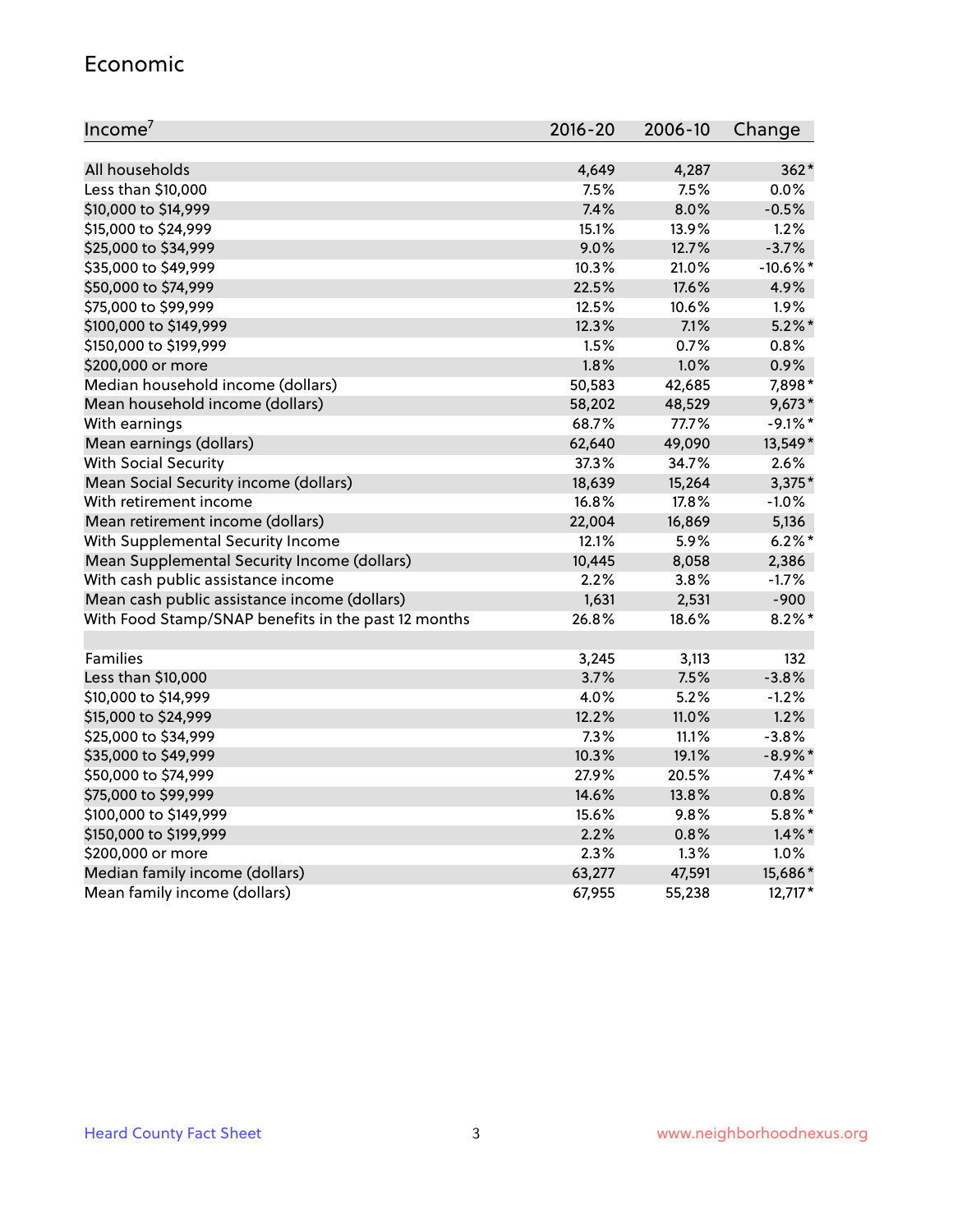## Economic

| Income[7] | 2016-20 | 2006-10 | Change |
|---|---|---|---|
| All households | 4,649 | 4,287 | 362* |
| Less than $10,000 | 7.5% | 7.5% | 0.0% |
| $10,000 to $14,999 | 7.4% | 8.0% | -0.5% |
| $15,000 to $24,999 | 15.1% | 13.9% | 1.2% |
| $25,000 to $34,999 | 9.0% | 12.7% | -3.7% |
| $35,000 to $49,999 | 10.3% | 21.0% | -10.6%* |
| $50,000 to $74,999 | 22.5% | 17.6% | 4.9% |
| $75,000 to $99,999 | 12.5% | 10.6% | 1.9% |
| $100,000 to $149,999 | 12.3% | 7.1% | 5.2%* |
| $150,000 to $199,999 | 1.5% | 0.7% | 0.8% |
| $200,000 or more | 1.8% | 1.0% | 0.9% |
| Median household income (dollars) | 50,583 | 42,685 | 7,898* |
| Mean household income (dollars) | 58,202 | 48,529 | 9,673* |
| With earnings | 68.7% | 77.7% | -9.1%* |
| Mean earnings (dollars) | 62,640 | 49,090 | 13,549* |
| With Social Security | 37.3% | 34.7% | 2.6% |
| Mean Social Security income (dollars) | 18,639 | 15,264 | 3,375* |
| With retirement income | 16.8% | 17.8% | -1.0% |
| Mean retirement income (dollars) | 22,004 | 16,869 | 5,136 |
| With Supplemental Security Income | 12.1% | 5.9% | 6.2%* |
| Mean Supplemental Security Income (dollars) | 10,445 | 8,058 | 2,386 |
| With cash public assistance income | 2.2% | 3.8% | -1.7% |
| Mean cash public assistance income (dollars) | 1,631 | 2,531 | -900 |
| With Food Stamp/SNAP benefits in the past 12 months | 26.8% | 18.6% | 8.2%* |
| | | | |
| Families | 3,245 | 3,113 | 132 |
| Less than $10,000 | 3.7% | 7.5% | -3.8% |
| $10,000 to $14,999 | 4.0% | 5.2% | -1.2% |
| $15,000 to $24,999 | 12.2% | 11.0% | 1.2% |
| $25,000 to $34,999 | 7.3% | 11.1% | -3.8% |
| $35,000 to $49,999 | 10.3% | 19.1% | -8.9%* |
| $50,000 to $74,999 | 27.9% | 20.5% | 7.4%* |
| $75,000 to $99,999 | 14.6% | 13.8% | 0.8% |
| $100,000 to $149,999 | 15.6% | 9.8% | 5.8%* |
| $150,000 to $199,999 | 2.2% | 0.8% | 1.4%* |
| $200,000 or more | 2.3% | 1.3% | 1.0% |
| Median family income (dollars) | 63,277 | 47,591 | 15,686* |
| Mean family income (dollars) | 67,955 | 55,238 | 12,717* |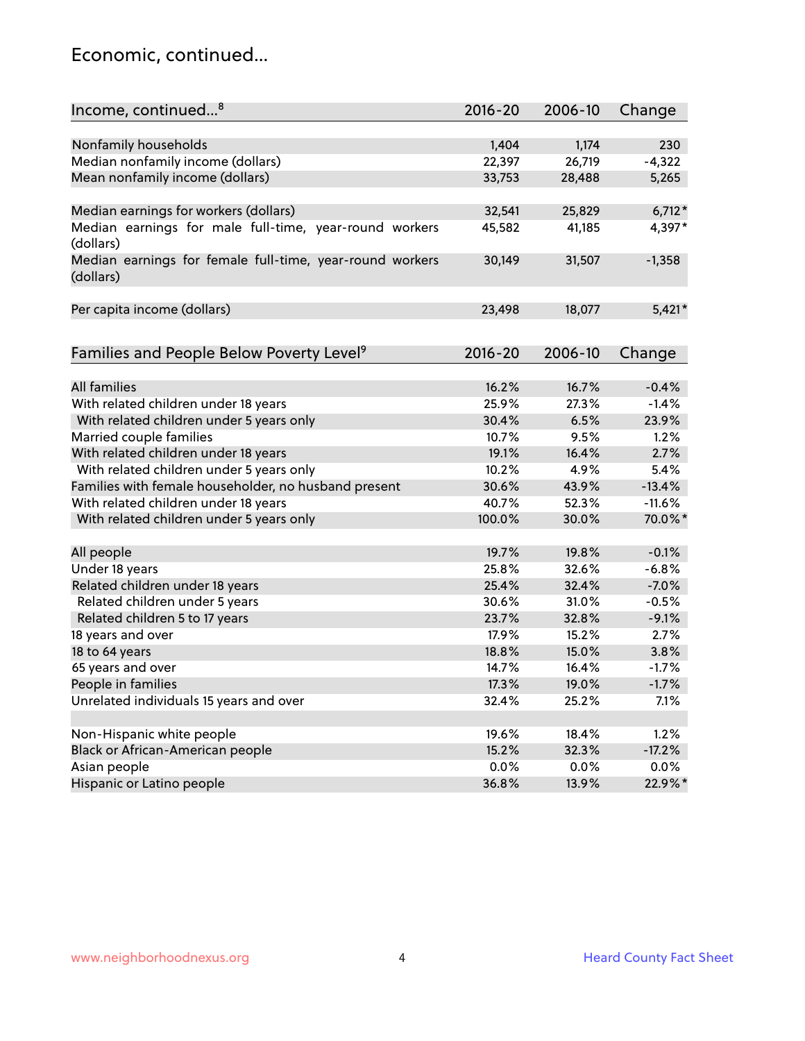## Economic, continued...

| Income, continued...[8] | 2016-20 | 2006-10 | Change |
|---|---|---|---|
| Nonfamily households | 1,404 | 1,174 | 230 |
| Median nonfamily income (dollars) | 22,397 | 26,719 | -4,322 |
| Mean nonfamily income (dollars) | 33,753 | 28,488 | 5,265 |
| Median earnings for workers (dollars) | 32,541 | 25,829 | 6,712* |
| Median earnings for male full-time, year-round workers (dollars) | 45,582 | 41,185 | 4,397* |
| Median earnings for female full-time, year-round workers (dollars) | 30,149 | 31,507 | -1,358 |
| Per capita income (dollars) | 23,498 | 18,077 | 5,421* |

| Families and People Below Poverty Level[9] | 2016-20 | 2006-10 | Change |
|---|---|---|---|
| All families | 16.2% | 16.7% | -0.4% |
| With related children under 18 years | 25.9% | 27.3% | -1.4% |
| With related children under 5 years only | 30.4% | 6.5% | 23.9% |
| Married couple families | 10.7% | 9.5% | 1.2% |
| With related children under 18 years | 19.1% | 16.4% | 2.7% |
| With related children under 5 years only | 10.2% | 4.9% | 5.4% |
| Families with female householder, no husband present | 30.6% | 43.9% | -13.4% |
| With related children under 18 years | 40.7% | 52.3% | -11.6% |
| With related children under 5 years only | 100.0% | 30.0% | 70.0%* |
| All people | 19.7% | 19.8% | -0.1% |
| Under 18 years | 25.8% | 32.6% | -6.8% |
| Related children under 18 years | 25.4% | 32.4% | -7.0% |
| Related children under 5 years | 30.6% | 31.0% | -0.5% |
| Related children 5 to 17 years | 23.7% | 32.8% | -9.1% |
| 18 years and over | 17.9% | 15.2% | 2.7% |
| 18 to 64 years | 18.8% | 15.0% | 3.8% |
| 65 years and over | 14.7% | 16.4% | -1.7% |
| People in families | 17.3% | 19.0% | -1.7% |
| Unrelated individuals 15 years and over | 32.4% | 25.2% | 7.1% |
| Non-Hispanic white people | 19.6% | 18.4% | 1.2% |
| Black or African-American people | 15.2% | 32.3% | -17.2% |
| Asian people | 0.0% | 0.0% | 0.0% |
| Hispanic or Latino people | 36.8% | 13.9% | 22.9%* |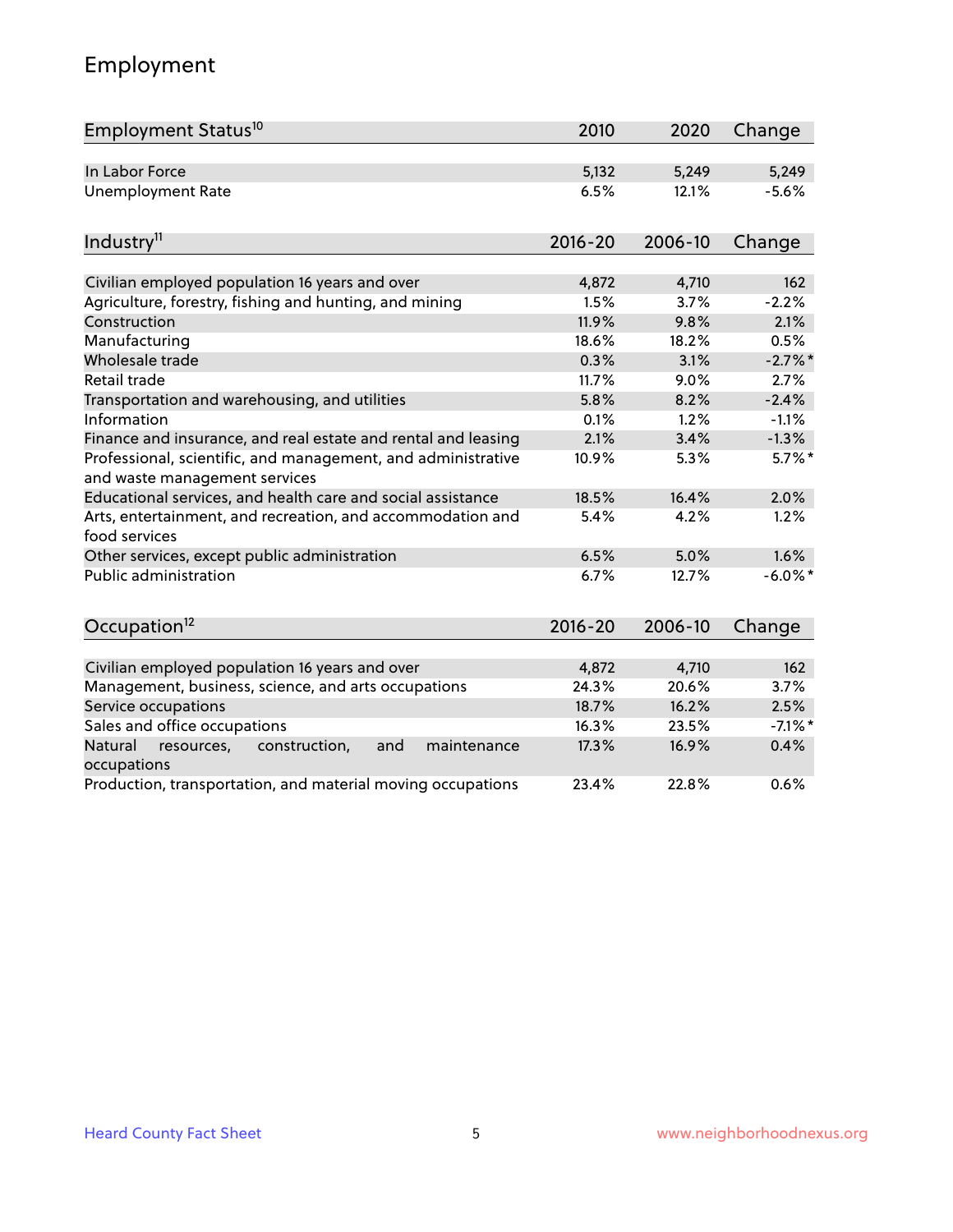## Employment

| Employment Status[10] | 2010 | 2020 | Change |
|---|---|---|---|
| In Labor Force | 5,132 | 5,249 | 5,249 |
| Unemployment Rate | 6.5% | 12.1% | -5.6% |

| Industry[11] | 2016-20 | 2006-10 | Change |
|---|---|---|---|
| Civilian employed population 16 years and over | 4,872 | 4,710 | 162 |
| Agriculture, forestry, fishing and hunting, and mining | 1.5% | 3.7% | -2.2% |
| Construction | 11.9% | 9.8% | 2.1% |
| Manufacturing | 18.6% | 18.2% | 0.5% |
| Wholesale trade | 0.3% | 3.1% | -2.7%* |
| Retail trade | 11.7% | 9.0% | 2.7% |
| Transportation and warehousing, and utilities | 5.8% | 8.2% | -2.4% |
| Information | 0.1% | 1.2% | -1.1% |
| Finance and insurance, and real estate and rental and leasing | 2.1% | 3.4% | -1.3% |
| Professional, scientific, and management, and administrative and waste management services | 10.9% | 5.3% | 5.7%* |
| Educational services, and health care and social assistance | 18.5% | 16.4% | 2.0% |
| Arts, entertainment, and recreation, and accommodation and food services | 5.4% | 4.2% | 1.2% |
| Other services, except public administration | 6.5% | 5.0% | 1.6% |
| Public administration | 6.7% | 12.7% | -6.0%* |

| Occupation[12] | 2016-20 | 2006-10 | Change |
|---|---|---|---|
| Civilian employed population 16 years and over | 4,872 | 4,710 | 162 |
| Management, business, science, and arts occupations | 24.3% | 20.6% | 3.7% |
| Service occupations | 18.7% | 16.2% | 2.5% |
| Sales and office occupations | 16.3% | 23.5% | -7.1%* |
| Natural resources, construction, and maintenance occupations | 17.3% | 16.9% | 0.4% |
| Production, transportation, and material moving occupations | 23.4% | 22.8% | 0.6% |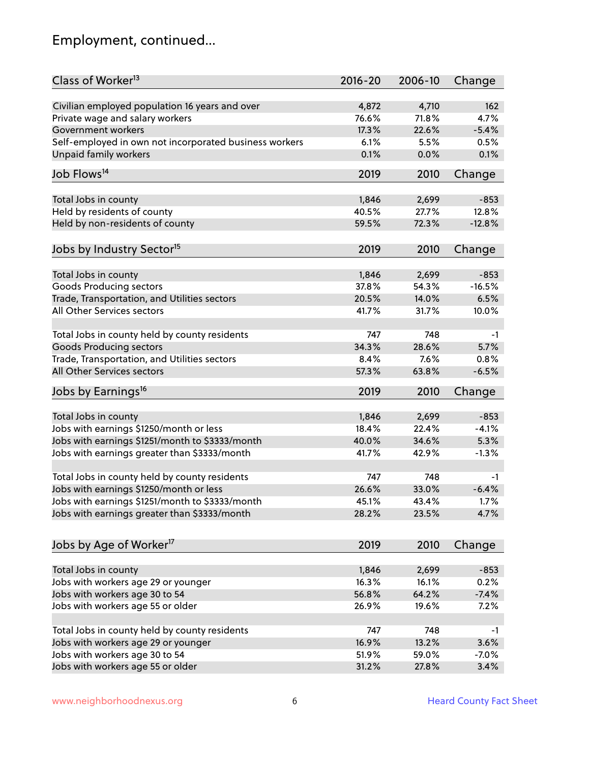## Employment, continued...

| Class of Worker[13] | 2016-20 | 2006-10 | Change |
|---|---|---|---|
| Civilian employed population 16 years and over | 4,872 | 4,710 | 162 |
| Private wage and salary workers | 76.6% | 71.8% | 4.7% |
| Government workers | 17.3% | 22.6% | -5.4% |
| Self-employed in own not incorporated business workers | 6.1% | 5.5% | 0.5% |
| Unpaid family workers | 0.1% | 0.0% | 0.1% |

| Job Flows[14] | 2019 | 2010 | Change |
|---|---|---|---|
| Total Jobs in county | 1,846 | 2,699 | -853 |
| Held by residents of county | 40.5% | 27.7% | 12.8% |
| Held by non-residents of county | 59.5% | 72.3% | -12.8% |

| Jobs by Industry Sector[15] | 2019 | 2010 | Change |
|---|---|---|---|
| Total Jobs in county | 1,846 | 2,699 | -853 |
| Goods Producing sectors | 37.8% | 54.3% | -16.5% |
| Trade, Transportation, and Utilities sectors | 20.5% | 14.0% | 6.5% |
| All Other Services sectors | 41.7% | 31.7% | 10.0% |
| | | | |
| Total Jobs in county held by county residents | 747 | 748 | -1 |
| Goods Producing sectors | 34.3% | 28.6% | 5.7% |
| Trade, Transportation, and Utilities sectors | 8.4% | 7.6% | 0.8% |
| All Other Services sectors | 57.3% | 63.8% | -6.5% |

| Jobs by Earnings[16] | 2019 | 2010 | Change |
|---|---|---|---|
| Total Jobs in county | 1,846 | 2,699 | -853 |
| Jobs with earnings $1250/month or less | 18.4% | 22.4% | -4.1% |
| Jobs with earnings $1251/month to $3333/month | 40.0% | 34.6% | 5.3% |
| Jobs with earnings greater than $3333/month | 41.7% | 42.9% | -1.3% |
| | | | |
| Total Jobs in county held by county residents | 747 | 748 | -1 |
| Jobs with earnings $1250/month or less | 26.6% | 33.0% | -6.4% |
| Jobs with earnings $1251/month to $3333/month | 45.1% | 43.4% | 1.7% |
| Jobs with earnings greater than $3333/month | 28.2% | 23.5% | 4.7% |

| Jobs by Age of Worker[17] | 2019 | 2010 | Change |
|---|---|---|---|
| Total Jobs in county | 1,846 | 2,699 | -853 |
| Jobs with workers age 29 or younger | 16.3% | 16.1% | 0.2% |
| Jobs with workers age 30 to 54 | 56.8% | 64.2% | -7.4% |
| Jobs with workers age 55 or older | 26.9% | 19.6% | 7.2% |
| | | | |
| Total Jobs in county held by county residents | 747 | 748 | -1 |
| Jobs with workers age 29 or younger | 16.9% | 13.2% | 3.6% |
| Jobs with workers age 30 to 54 | 51.9% | 59.0% | -7.0% |
| Jobs with workers age 55 or older | 31.2% | 27.8% | 3.4% |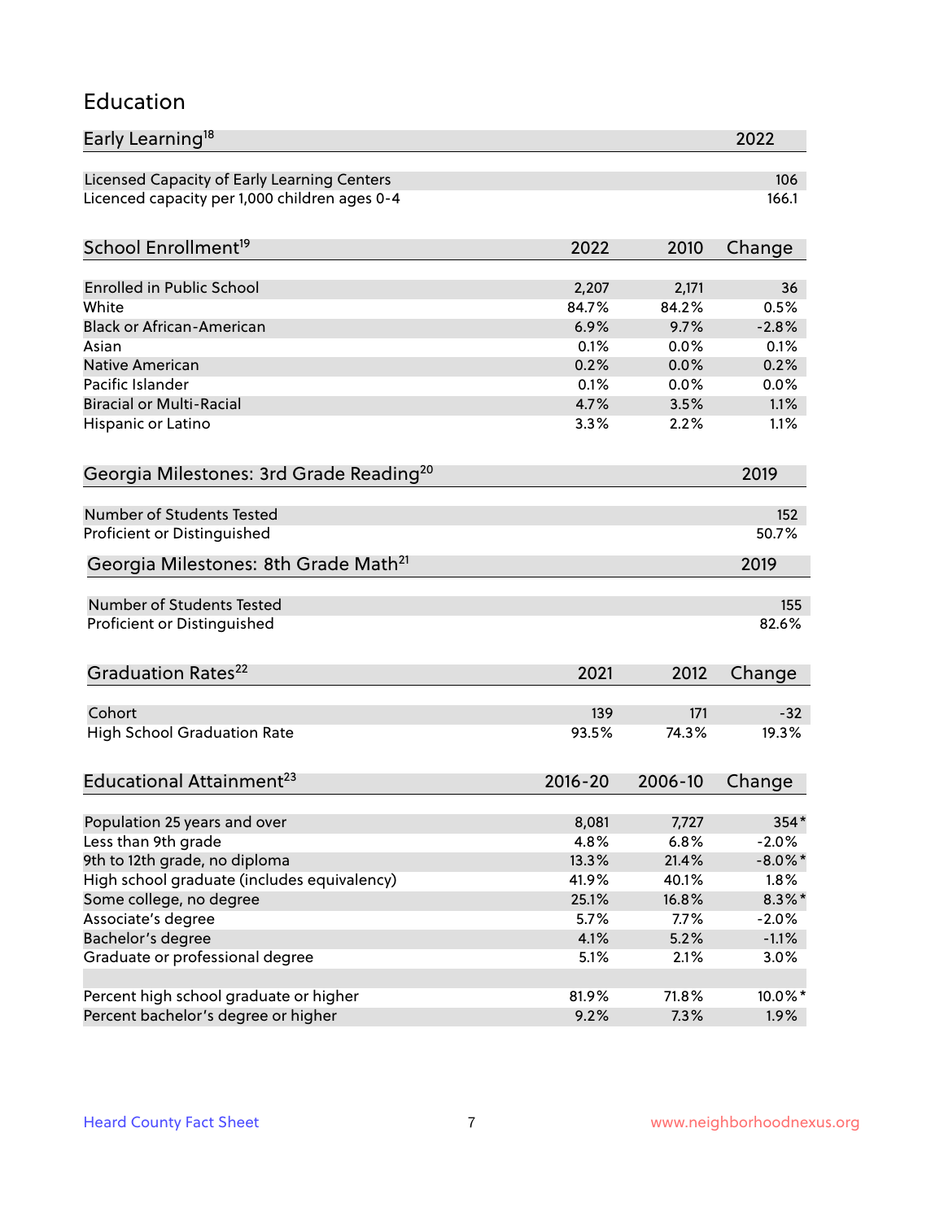# Education

| Early Learning[18] | 2022 |
|---|---|
| Licensed Capacity of Early Learning Centers | 106 |
| Licenced capacity per 1,000 children ages 0-4 | 166.1 |

| School Enrollment[19] | 2022 | 2010 | Change |
|---|---|---|---|
| Enrolled in Public School | 2,207 | 2,171 | 36 |
| White | 84.7% | 84.2% | 0.5% |
| Black or African-American | 6.9% | 9.7% | -2.8% |
| Asian | 0.1% | 0.0% | 0.1% |
| Native American | 0.2% | 0.0% | 0.2% |
| Pacific Islander | 0.1% | 0.0% | 0.0% |
| Biracial or Multi-Racial | 4.7% | 3.5% | 1.1% |
| Hispanic or Latino | 3.3% | 2.2% | 1.1% |

| Georgia Milestones: 3rd Grade Reading[20] | 2019 |
|---|---|
| Number of Students Tested | 152 |
| Proficient or Distinguished | 50.7% |

| Georgia Milestones: 8th Grade Math[21] | 2019 |
|---|---|
| Number of Students Tested | 155 |
| Proficient or Distinguished | 82.6% |

| Graduation Rates[22] | 2021 | 2012 | Change |
|---|---|---|---|
| Cohort | 139 | 171 | -32 |
| High School Graduation Rate | 93.5% | 74.3% | 19.3% |

| Educational Attainment[23] | 2016-20 | 2006-10 | Change |
|---|---|---|---|
| Population 25 years and over | 8,081 | 7,727 | 354* |
| Less than 9th grade | 4.8% | 6.8% | -2.0% |
| 9th to 12th grade, no diploma | 13.3% | 21.4% | -8.0%* |
| High school graduate (includes equivalency) | 41.9% | 40.1% | 1.8% |
| Some college, no degree | 25.1% | 16.8% | 8.3%* |
| Associate's degree | 5.7% | 7.7% | -2.0% |
| Bachelor's degree | 4.1% | 5.2% | -1.1% |
| Graduate or professional degree | 5.1% | 2.1% | 3.0% |
| | | | |
| Percent high school graduate or higher | 81.9% | 71.8% | 10.0%* |
| Percent bachelor's degree or higher | 9.2% | 7.3% | 1.9% |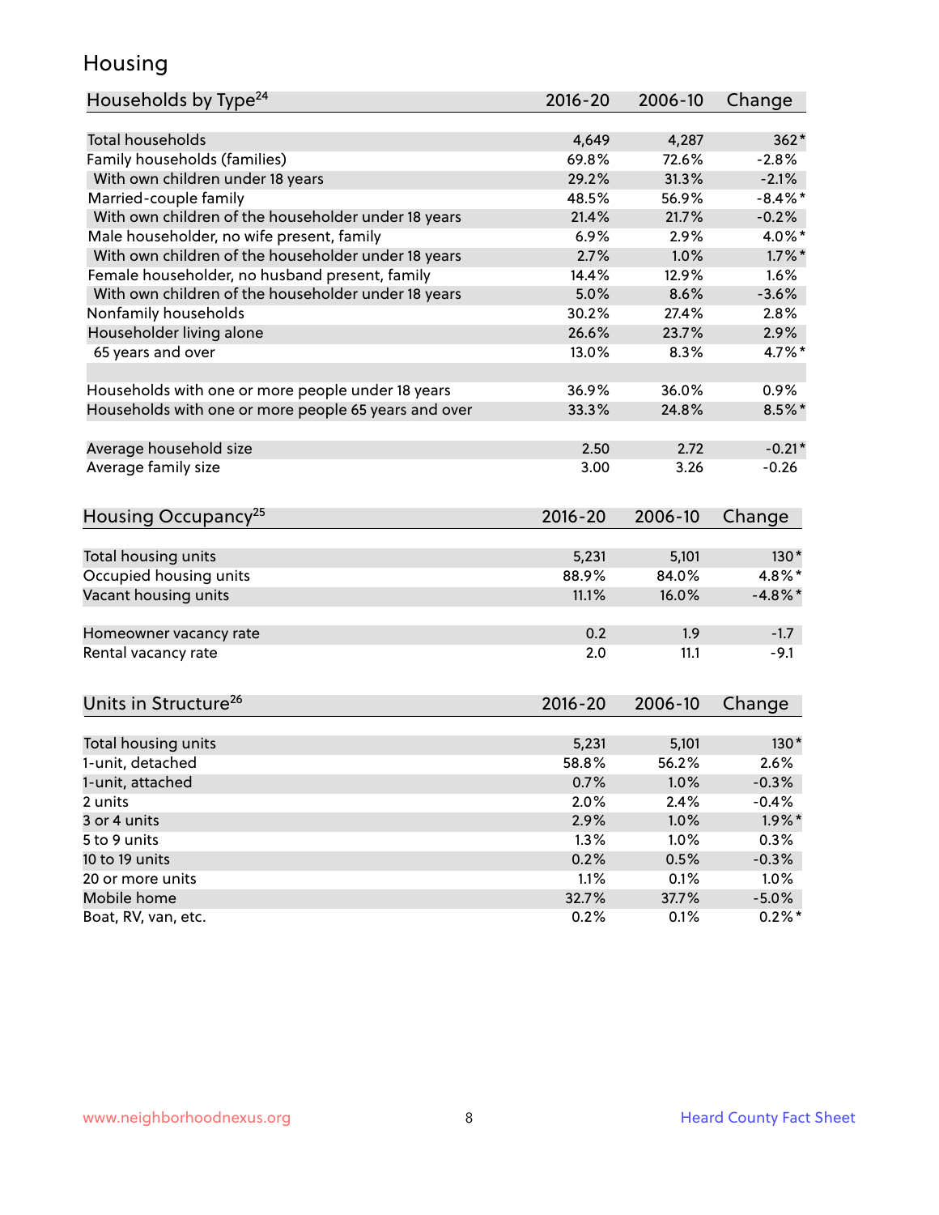# Housing

| Households by Type[24] | 2016-20 | 2006-10 | Change |
|---|---|---|---|
| Total households | 4,649 | 4,287 | 362* |
| Family households (families) | 69.8% | 72.6% | -2.8% |
| With own children under 18 years | 29.2% | 31.3% | -2.1% |
| Married-couple family | 48.5% | 56.9% | -8.4%* |
| With own children of the householder under 18 years | 21.4% | 21.7% | -0.2% |
| Male householder, no wife present, family | 6.9% | 2.9% | 4.0%* |
| With own children of the householder under 18 years | 2.7% | 1.0% | 1.7%* |
| Female householder, no husband present, family | 14.4% | 12.9% | 1.6% |
| With own children of the householder under 18 years | 5.0% | 8.6% | -3.6% |
| Nonfamily households | 30.2% | 27.4% | 2.8% |
| Householder living alone | 26.6% | 23.7% | 2.9% |
| 65 years and over | 13.0% | 8.3% | 4.7%* |
| | | | |
| Households with one or more people under 18 years | 36.9% | 36.0% | 0.9% |
| Households with one or more people 65 years and over | 33.3% | 24.8% | 8.5%* |
| | | | |
| Average household size | 2.50 | 2.72 | -0.21* |
| Average family size | 3.00 | 3.26 | -0.26 |

| Housing Occupancy[25] | 2016-20 | 2006-10 | Change |
|---|---|---|---|
| Total housing units | 5,231 | 5,101 | 130* |
| Occupied housing units | 88.9% | 84.0% | 4.8%* |
| Vacant housing units | 11.1% | 16.0% | -4.8%* |
| | | | |
| Homeowner vacancy rate | 0.2 | 1.9 | -1.7 |
| Rental vacancy rate | 2.0 | 11.1 | -9.1 |

| Units in Structure[26] | 2016-20 | 2006-10 | Change |
|---|---|---|---|
| Total housing units | 5,231 | 5,101 | 130* |
| 1-unit, detached | 58.8% | 56.2% | 2.6% |
| 1-unit, attached | 0.7% | 1.0% | -0.3% |
| 2 units | 2.0% | 2.4% | -0.4% |
| 3 or 4 units | 2.9% | 1.0% | 1.9%* |
| 5 to 9 units | 1.3% | 1.0% | 0.3% |
| 10 to 19 units | 0.2% | 0.5% | -0.3% |
| 20 or more units | 1.1% | 0.1% | 1.0% |
| Mobile home | 32.7% | 37.7% | -5.0% |
| Boat, RV, van, etc. | 0.2% | 0.1% | 0.2%* |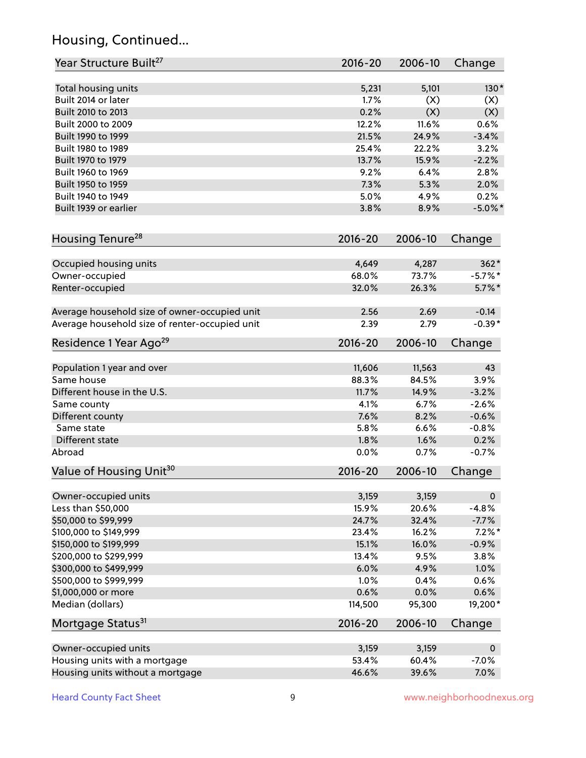## Housing, Continued...

| Year Structure Built[27] | 2016-20 | 2006-10 | Change |
|---|---|---|---|
| Total housing units | 5,231 | 5,101 | 130* |
| Built 2014 or later | 1.7% | (X) | (X) |
| Built 2010 to 2013 | 0.2% | (X) | (X) |
| Built 2000 to 2009 | 12.2% | 11.6% | 0.6% |
| Built 1990 to 1999 | 21.5% | 24.9% | -3.4% |
| Built 1980 to 1989 | 25.4% | 22.2% | 3.2% |
| Built 1970 to 1979 | 13.7% | 15.9% | -2.2% |
| Built 1960 to 1969 | 9.2% | 6.4% | 2.8% |
| Built 1950 to 1959 | 7.3% | 5.3% | 2.0% |
| Built 1940 to 1949 | 5.0% | 4.9% | 0.2% |
| Built 1939 or earlier | 3.8% | 8.9% | -5.0%* |

| Housing Tenure[28] | 2016-20 | 2006-10 | Change |
|---|---|---|---|
| Occupied housing units | 4,649 | 4,287 | 362* |
| Owner-occupied | 68.0% | 73.7% | -5.7%* |
| Renter-occupied | 32.0% | 26.3% | 5.7%* |
| Average household size of owner-occupied unit | 2.56 | 2.69 | -0.14 |
| Average household size of renter-occupied unit | 2.39 | 2.79 | -0.39* |

| Residence 1 Year Ago[29] | 2016-20 | 2006-10 | Change |
|---|---|---|---|
| Population 1 year and over | 11,606 | 11,563 | 43 |
| Same house | 88.3% | 84.5% | 3.9% |
| Different house in the U.S. | 11.7% | 14.9% | -3.2% |
| Same county | 4.1% | 6.7% | -2.6% |
| Different county | 7.6% | 8.2% | -0.6% |
| Same state | 5.8% | 6.6% | -0.8% |
| Different state | 1.8% | 1.6% | 0.2% |
| Abroad | 0.0% | 0.7% | -0.7% |

| Value of Housing Unit[30] | 2016-20 | 2006-10 | Change |
|---|---|---|---|
| Owner-occupied units | 3,159 | 3,159 | 0 |
| Less than $50,000 | 15.9% | 20.6% | -4.8% |
| $50,000 to $99,999 | 24.7% | 32.4% | -7.7% |
| $100,000 to $149,999 | 23.4% | 16.2% | 7.2%* |
| $150,000 to $199,999 | 15.1% | 16.0% | -0.9% |
| $200,000 to $299,999 | 13.4% | 9.5% | 3.8% |
| $300,000 to $499,999 | 6.0% | 4.9% | 1.0% |
| $500,000 to $999,999 | 1.0% | 0.4% | 0.6% |
| $1,000,000 or more | 0.6% | 0.0% | 0.6% |
| Median (dollars) | 114,500 | 95,300 | 19,200* |

| Mortgage Status[31] | 2016-20 | 2006-10 | Change |
|---|---|---|---|
| Owner-occupied units | 3,159 | 3,159 | 0 |
| Housing units with a mortgage | 53.4% | 60.4% | -7.0% |
| Housing units without a mortgage | 46.6% | 39.6% | 7.0% |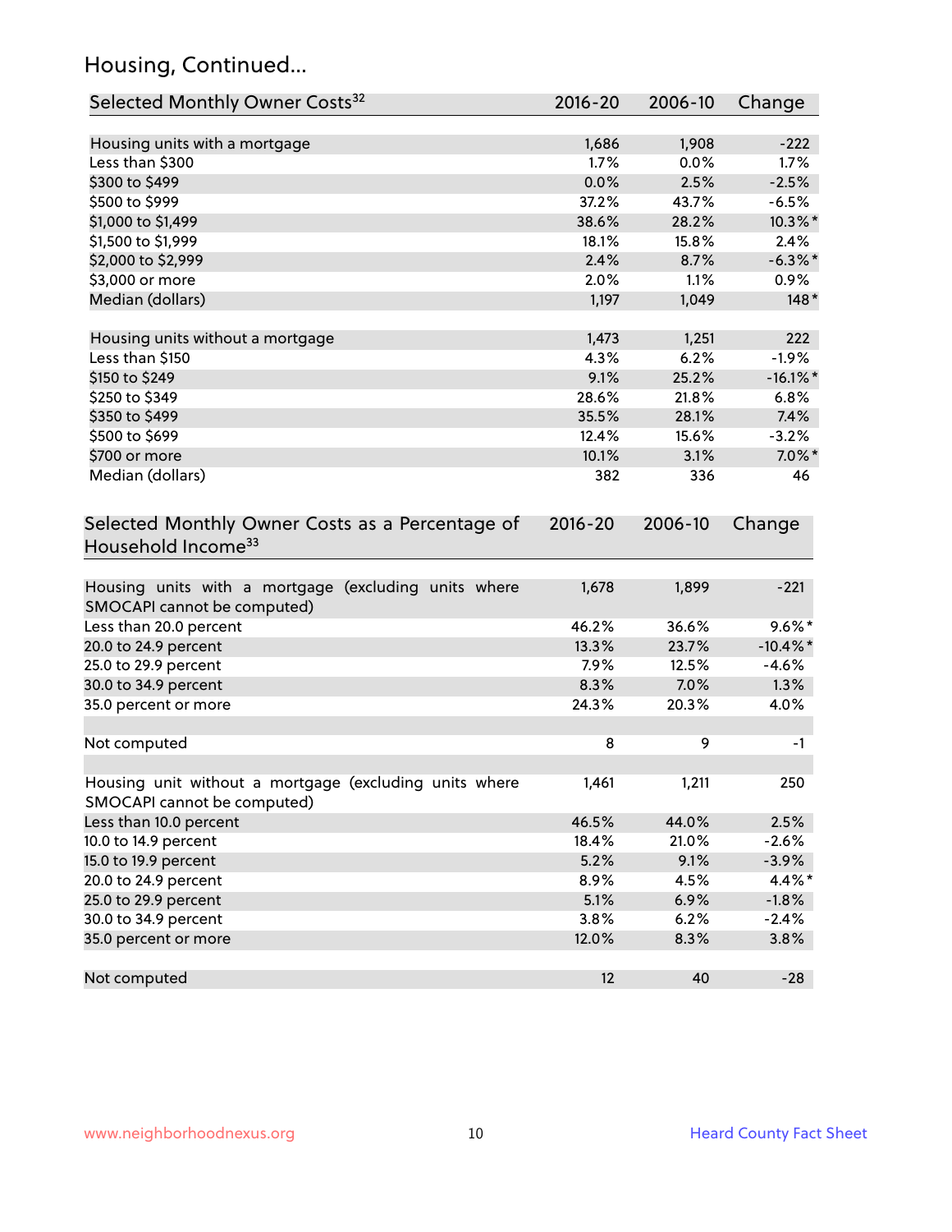# Housing, Continued...

| Selected Monthly Owner Costs[32] | 2016-20 | 2006-10 | Change |
|---|---|---|---|
| Housing units with a mortgage | 1,686 | 1,908 | -222 |
| Less than $300 | 1.7% | 0.0% | 1.7% |
| $300 to $499 | 0.0% | 2.5% | -2.5% |
| $500 to $999 | 37.2% | 43.7% | -6.5% |
| $1,000 to $1,499 | 38.6% | 28.2% | 10.3%* |
| $1,500 to $1,999 | 18.1% | 15.8% | 2.4% |
| $2,000 to $2,999 | 2.4% | 8.7% | -6.3%* |
| $3,000 or more | 2.0% | 1.1% | 0.9% |
| Median (dollars) | 1,197 | 1,049 | 148* |
| | | | |
| Housing units without a mortgage | 1,473 | 1,251 | 222 |
| Less than $150 | 4.3% | 6.2% | -1.9% |
| $150 to $249 | 9.1% | 25.2% | -16.1%* |
| $250 to $349 | 28.6% | 21.8% | 6.8% |
| $350 to $499 | 35.5% | 28.1% | 7.4% |
| $500 to $699 | 12.4% | 15.6% | -3.2% |
| $700 or more | 10.1% | 3.1% | 7.0%* |
| Median (dollars) | 382 | 336 | 46 |

| Selected Monthly Owner Costs as a Percentage of Household Income[33] | 2016-20 | 2006-10 | Change |
|---|---|---|---|
| Housing units with a mortgage (excluding units where SMOCAPI cannot be computed) | 1,678 | 1,899 | -221 |
| Less than 20.0 percent | 46.2% | 36.6% | 9.6%* |
| 20.0 to 24.9 percent | 13.3% | 23.7% | -10.4%* |
| 25.0 to 29.9 percent | 7.9% | 12.5% | -4.6% |
| 30.0 to 34.9 percent | 8.3% | 7.0% | 1.3% |
| 35.0 percent or more | 24.3% | 20.3% | 4.0% |
| | | | |
| Not computed | 8 | 9 | -1 |
| | | | |
| Housing unit without a mortgage (excluding units where SMOCAPI cannot be computed) | 1,461 | 1,211 | 250 |
| Less than 10.0 percent | 46.5% | 44.0% | 2.5% |
| 10.0 to 14.9 percent | 18.4% | 21.0% | -2.6% |
| 15.0 to 19.9 percent | 5.2% | 9.1% | -3.9% |
| 20.0 to 24.9 percent | 8.9% | 4.5% | 4.4%* |
| 25.0 to 29.9 percent | 5.1% | 6.9% | -1.8% |
| 30.0 to 34.9 percent | 3.8% | 6.2% | -2.4% |
| 35.0 percent or more | 12.0% | 8.3% | 3.8% |
| | | | |
| Not computed | 12 | 40 | -28 |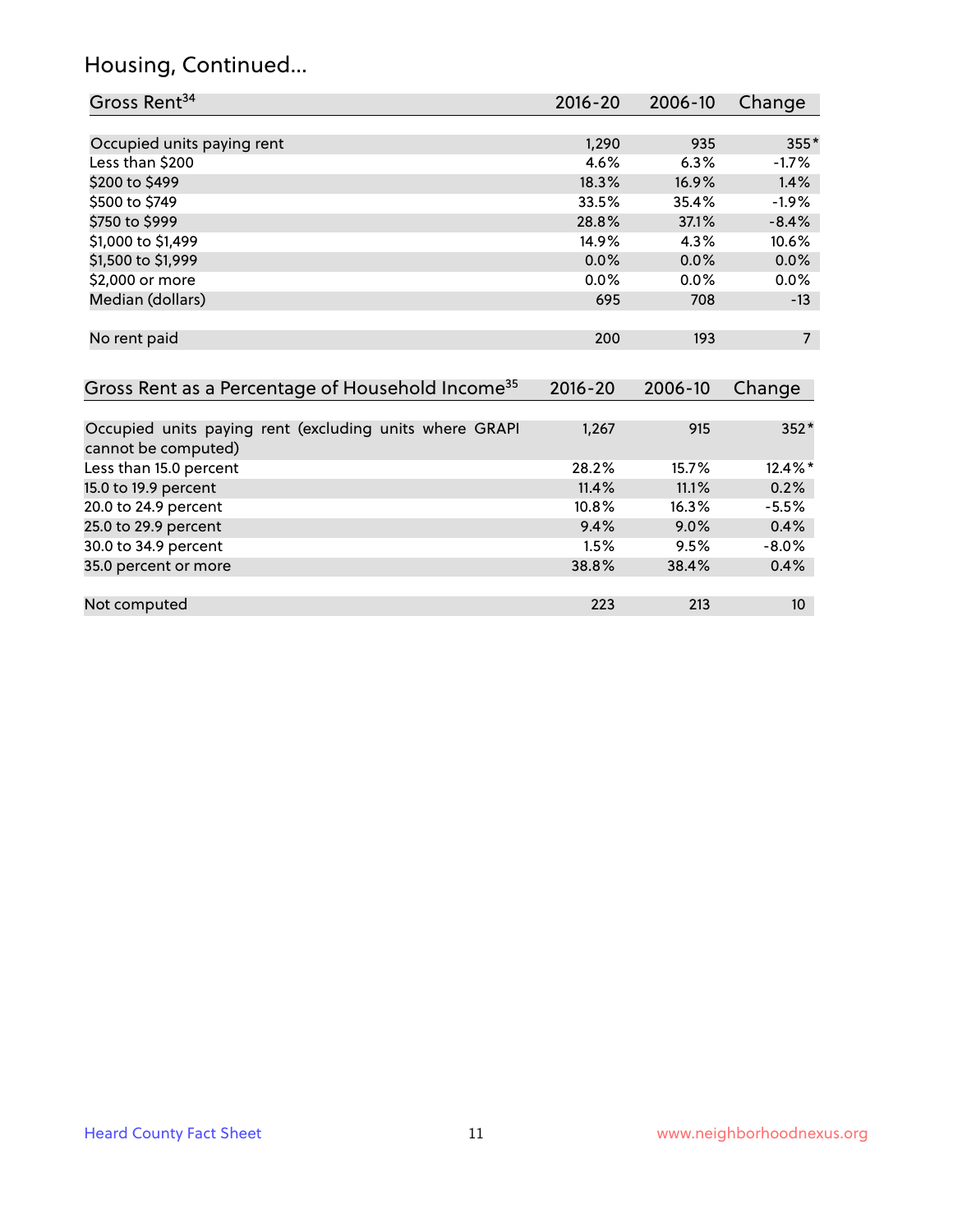# Housing, Continued...

| Gross Rent[34] | 2016-20 | 2006-10 | Change |
|---|---|---|---|
| Occupied units paying rent | 1,290 | 935 | 355* |
| Less than $200 | 4.6% | 6.3% | -1.7% |
| $200 to $499 | 18.3% | 16.9% | 1.4% |
| $500 to $749 | 33.5% | 35.4% | -1.9% |
| $750 to $999 | 28.8% | 37.1% | -8.4% |
| $1,000 to $1,499 | 14.9% | 4.3% | 10.6% |
| $1,500 to $1,999 | 0.0% | 0.0% | 0.0% |
| $2,000 or more | 0.0% | 0.0% | 0.0% |
| Median (dollars) | 695 | 708 | -13 |
| No rent paid | 200 | 193 | 7 |

| Gross Rent as a Percentage of Household Income[35] | 2016-20 | 2006-10 | Change |
|---|---|---|---|
| Occupied units paying rent (excluding units where GRAPI cannot be computed) | 1,267 | 915 | 352* |
| Less than 15.0 percent | 28.2% | 15.7% | 12.4%* |
| 15.0 to 19.9 percent | 11.4% | 11.1% | 0.2% |
| 20.0 to 24.9 percent | 10.8% | 16.3% | -5.5% |
| 25.0 to 29.9 percent | 9.4% | 9.0% | 0.4% |
| 30.0 to 34.9 percent | 1.5% | 9.5% | -8.0% |
| 35.0 percent or more | 38.8% | 38.4% | 0.4% |
| Not computed | 223 | 213 | 10 |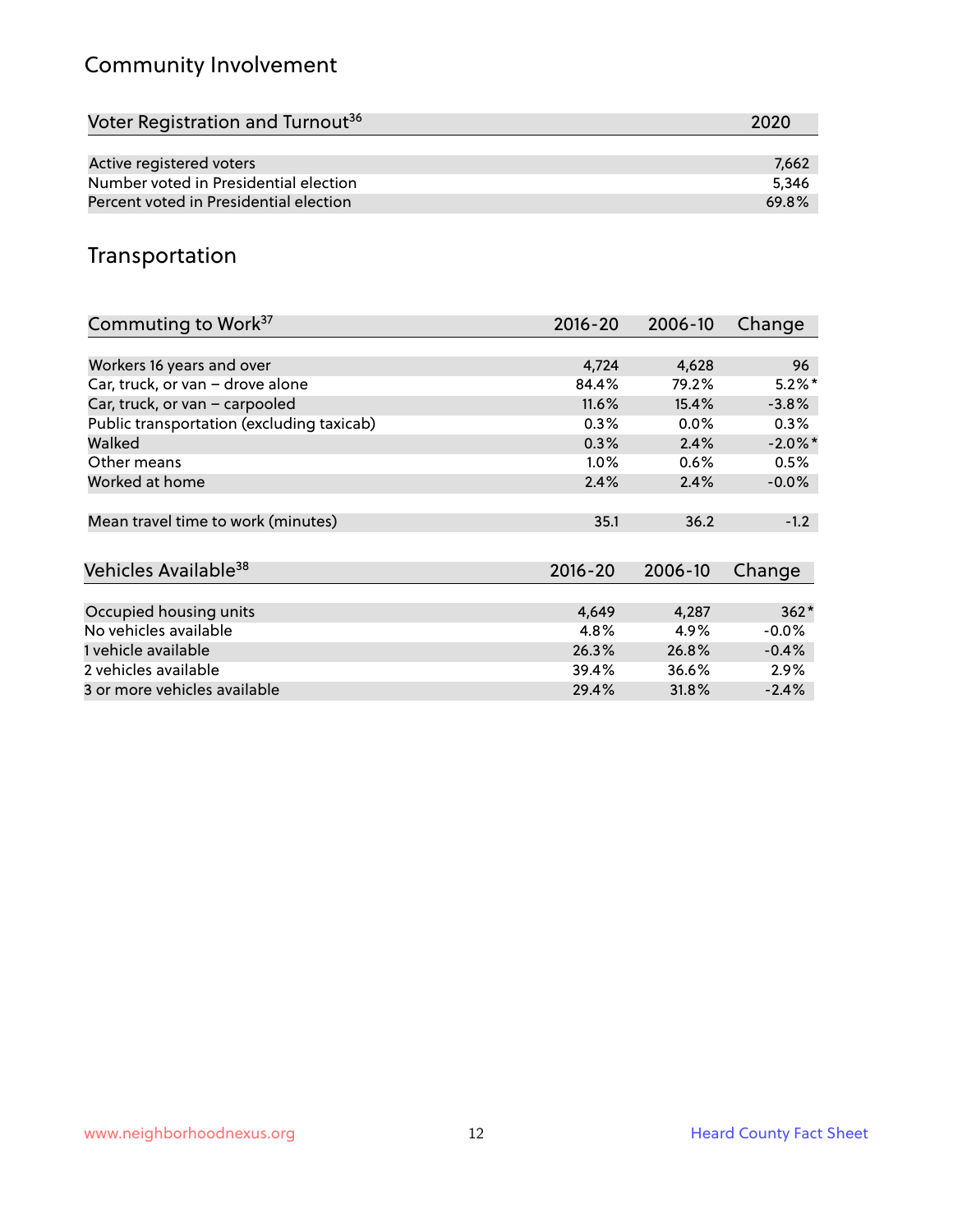## Community Involvement

| Voter Registration and Turnout[36] | 2020 |
|---|---|
| Active registered voters | 7,662 |
| Number voted in Presidential election | 5,346 |
| Percent voted in Presidential election | 69.8% |

## Transportation

| Commuting to Work[37] | 2016-20 | 2006-10 | Change |
|---|---|---|---|
| Workers 16 years and over | 4,724 | 4,628 | 96 |
| Car, truck, or van – drove alone | 84.4% | 79.2% | 5.2%* |
| Car, truck, or van – carpooled | 11.6% | 15.4% | -3.8% |
| Public transportation (excluding taxicab) | 0.3% | 0.0% | 0.3% |
| Walked | 0.3% | 2.4% | -2.0%* |
| Other means | 1.0% | 0.6% | 0.5% |
| Worked at home | 2.4% | 2.4% | -0.0% |
| Mean travel time to work (minutes) | 35.1 | 36.2 | -1.2 |

| Vehicles Available[38] | 2016-20 | 2006-10 | Change |
|---|---|---|---|
| Occupied housing units | 4,649 | 4,287 | 362* |
| No vehicles available | 4.8% | 4.9% | -0.0% |
| 1 vehicle available | 26.3% | 26.8% | -0.4% |
| 2 vehicles available | 39.4% | 36.6% | 2.9% |
| 3 or more vehicles available | 29.4% | 31.8% | -2.4% |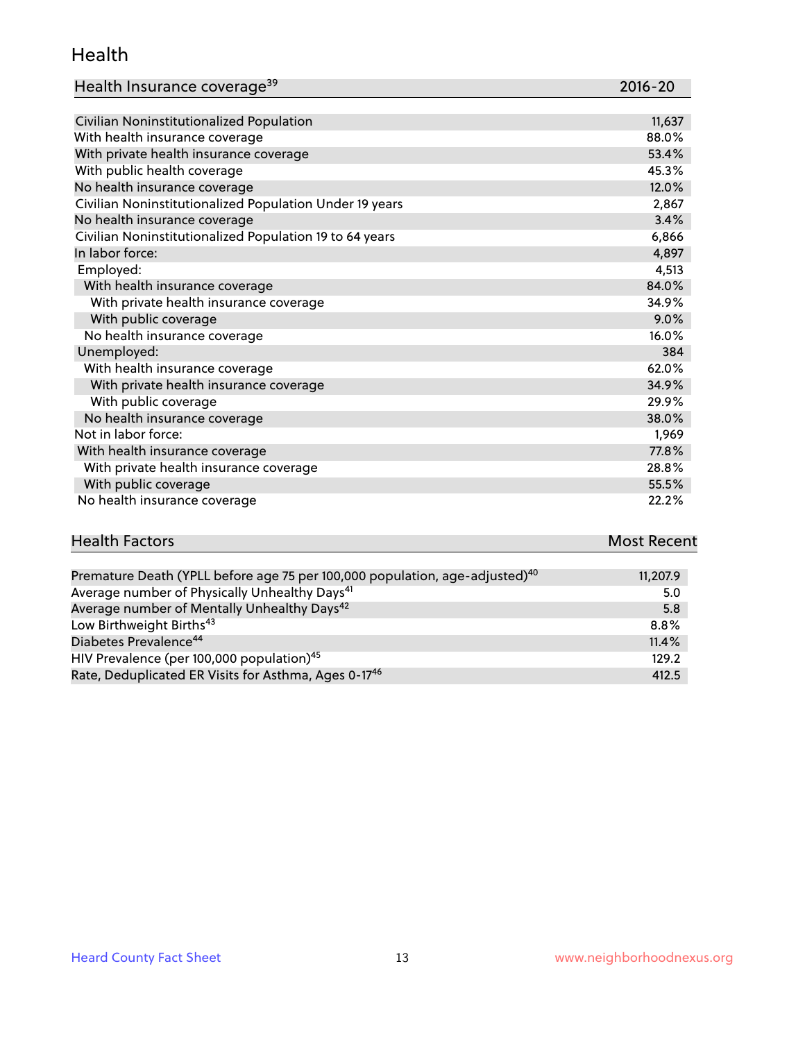## Health

| Health Insurance coverage[39] | 2016-20 |
|---|---|
| Civilian Noninstitutionalized Population | 11,637 |
| With health insurance coverage | 88.0% |
| With private health insurance coverage | 53.4% |
| With public health coverage | 45.3% |
| No health insurance coverage | 12.0% |
| Civilian Noninstitutionalized Population Under 19 years | 2,867 |
| No health insurance coverage | 3.4% |
| Civilian Noninstitutionalized Population 19 to 64 years | 6,866 |
| In labor force: | 4,897 |
| Employed: | 4,513 |
| With health insurance coverage | 84.0% |
| With private health insurance coverage | 34.9% |
| With public coverage | 9.0% |
| No health insurance coverage | 16.0% |
| Unemployed: | 384 |
| With health insurance coverage | 62.0% |
| With private health insurance coverage | 34.9% |
| With public coverage | 29.9% |
| No health insurance coverage | 38.0% |
| Not in labor force: | 1,969 |
| With health insurance coverage | 77.8% |
| With private health insurance coverage | 28.8% |
| With public coverage | 55.5% |
| No health insurance coverage | 22.2% |

| Health Factors | Most Recent |
|---|---|
| Premature Death (YPLL before age 75 per 100,000 population, age-adjusted)[40] | 11,207.9 |
| Average number of Physically Unhealthy Days[41] | 5.0 |
| Average number of Mentally Unhealthy Days[42] | 5.8 |
| Low Birthweight Births[43] | 8.8% |
| Diabetes Prevalence[44] | 11.4% |
| HIV Prevalence (per 100,000 population)[45] | 129.2 |
| Rate, Deduplicated ER Visits for Asthma, Ages 0-17[46] | 412.5 |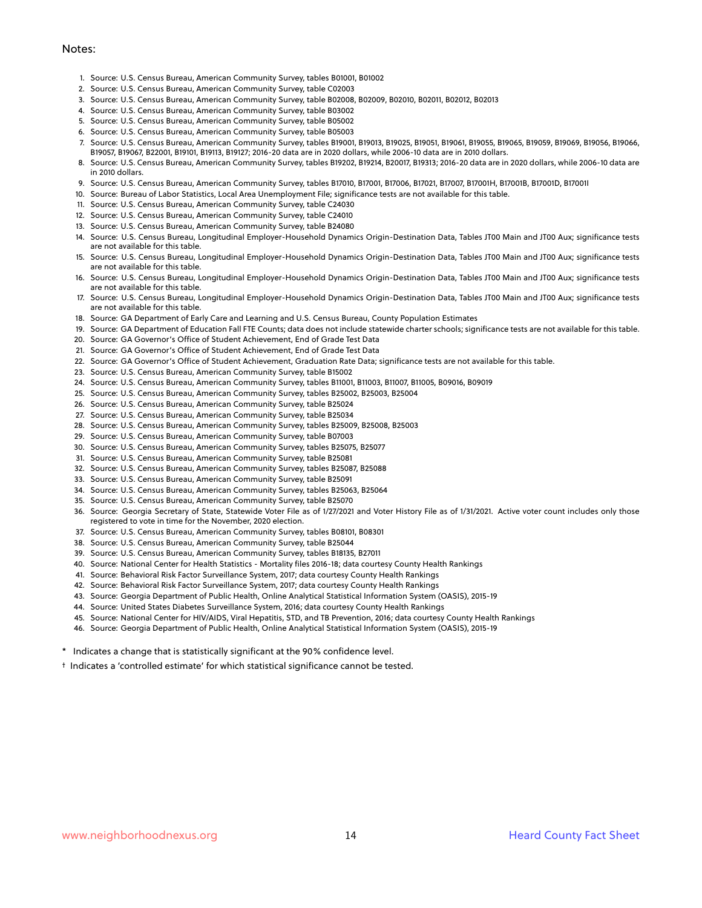Notes:

1. Source: U.S. Census Bureau, American Community Survey, tables B01001, B01002
2. Source: U.S. Census Bureau, American Community Survey, table C02003
3. Source: U.S. Census Bureau, American Community Survey, table B02008, B02009, B02010, B02011, B02012, B02013
4. Source: U.S. Census Bureau, American Community Survey, table B03002
5. Source: U.S. Census Bureau, American Community Survey, table B05002
6. Source: U.S. Census Bureau, American Community Survey, table B05003
7. Source: U.S. Census Bureau, American Community Survey, tables B19001, B19013, B19025, B19051, B19061, B19055, B19065, B19059, B19069, B19056, B19066, B19057, B19067, B22001, B19101, B19113, B19127; 2016-20 data are in 2020 dollars, while 2006-10 data are in 2010 dollars.
8. Source: U.S. Census Bureau, American Community Survey, tables B19202, B19214, B20017, B19313; 2016-20 data are in 2020 dollars, while 2006-10 data are in 2010 dollars.
9. Source: U.S. Census Bureau, American Community Survey, tables B17010, B17001, B17006, B17021, B17007, B17001H, B17001B, B17001D, B17001I
10. Source: Bureau of Labor Statistics, Local Area Unemployment File; significance tests are not available for this table.
11. Source: U.S. Census Bureau, American Community Survey, table C24030
12. Source: U.S. Census Bureau, American Community Survey, table C24010
13. Source: U.S. Census Bureau, American Community Survey, table B24080
14. Source: U.S. Census Bureau, Longitudinal Employer-Household Dynamics Origin-Destination Data, Tables JT00 Main and JT00 Aux; significance tests are not available for this table.
15. Source: U.S. Census Bureau, Longitudinal Employer-Household Dynamics Origin-Destination Data, Tables JT00 Main and JT00 Aux; significance tests are not available for this table.
16. Source: U.S. Census Bureau, Longitudinal Employer-Household Dynamics Origin-Destination Data, Tables JT00 Main and JT00 Aux; significance tests are not available for this table.
17. Source: U.S. Census Bureau, Longitudinal Employer-Household Dynamics Origin-Destination Data, Tables JT00 Main and JT00 Aux; significance tests are not available for this table.
18. Source: GA Department of Early Care and Learning and U.S. Census Bureau, County Population Estimates
19. Source: GA Department of Education Fall FTE Counts; data does not include statewide charter schools; significance tests are not available for this table.
20. Source: GA Governor's Office of Student Achievement, End of Grade Test Data
21. Source: GA Governor's Office of Student Achievement, End of Grade Test Data
22. Source: GA Governor's Office of Student Achievement, Graduation Rate Data; significance tests are not available for this table.
23. Source: U.S. Census Bureau, American Community Survey, table B15002
24. Source: U.S. Census Bureau, American Community Survey, tables B11001, B11003, B11007, B11005, B09016, B09019
25. Source: U.S. Census Bureau, American Community Survey, tables B25002, B25003, B25004
26. Source: U.S. Census Bureau, American Community Survey, table B25024
27. Source: U.S. Census Bureau, American Community Survey, table B25034
28. Source: U.S. Census Bureau, American Community Survey, tables B25009, B25008, B25003
29. Source: U.S. Census Bureau, American Community Survey, table B07003
30. Source: U.S. Census Bureau, American Community Survey, tables B25075, B25077
31. Source: U.S. Census Bureau, American Community Survey, table B25081
32. Source: U.S. Census Bureau, American Community Survey, tables B25087, B25088
33. Source: U.S. Census Bureau, American Community Survey, table B25091
34. Source: U.S. Census Bureau, American Community Survey, tables B25063, B25064
35. Source: U.S. Census Bureau, American Community Survey, table B25070
36. Source: Georgia Secretary of State, Statewide Voter File as of 1/27/2021 and Voter History File as of 1/31/2021. Active voter count includes only those registered to vote in time for the November, 2020 election.
37. Source: U.S. Census Bureau, American Community Survey, tables B08101, B08301
38. Source: U.S. Census Bureau, American Community Survey, table B25044
39. Source: U.S. Census Bureau, American Community Survey, tables B18135, B27011
40. Source: National Center for Health Statistics - Mortality files 2016-18; data courtesy County Health Rankings
41. Source: Behavioral Risk Factor Surveillance System, 2017; data courtesy County Health Rankings
42. Source: Behavioral Risk Factor Surveillance System, 2017; data courtesy County Health Rankings
43. Source: Georgia Department of Public Health, Online Analytical Statistical Information System (OASIS), 2015-19
44. Source: United States Diabetes Surveillance System, 2016; data courtesy County Health Rankings
45. Source: National Center for HIV/AIDS, Viral Hepatitis, STD, and TB Prevention, 2016; data courtesy County Health Rankings
46. Source: Georgia Department of Public Health, Online Analytical Statistical Information System (OASIS), 2015-19

\* Indicates a change that is statistically significant at the 90% confidence level.

† Indicates a 'controlled estimate' for which statistical significance cannot be tested.